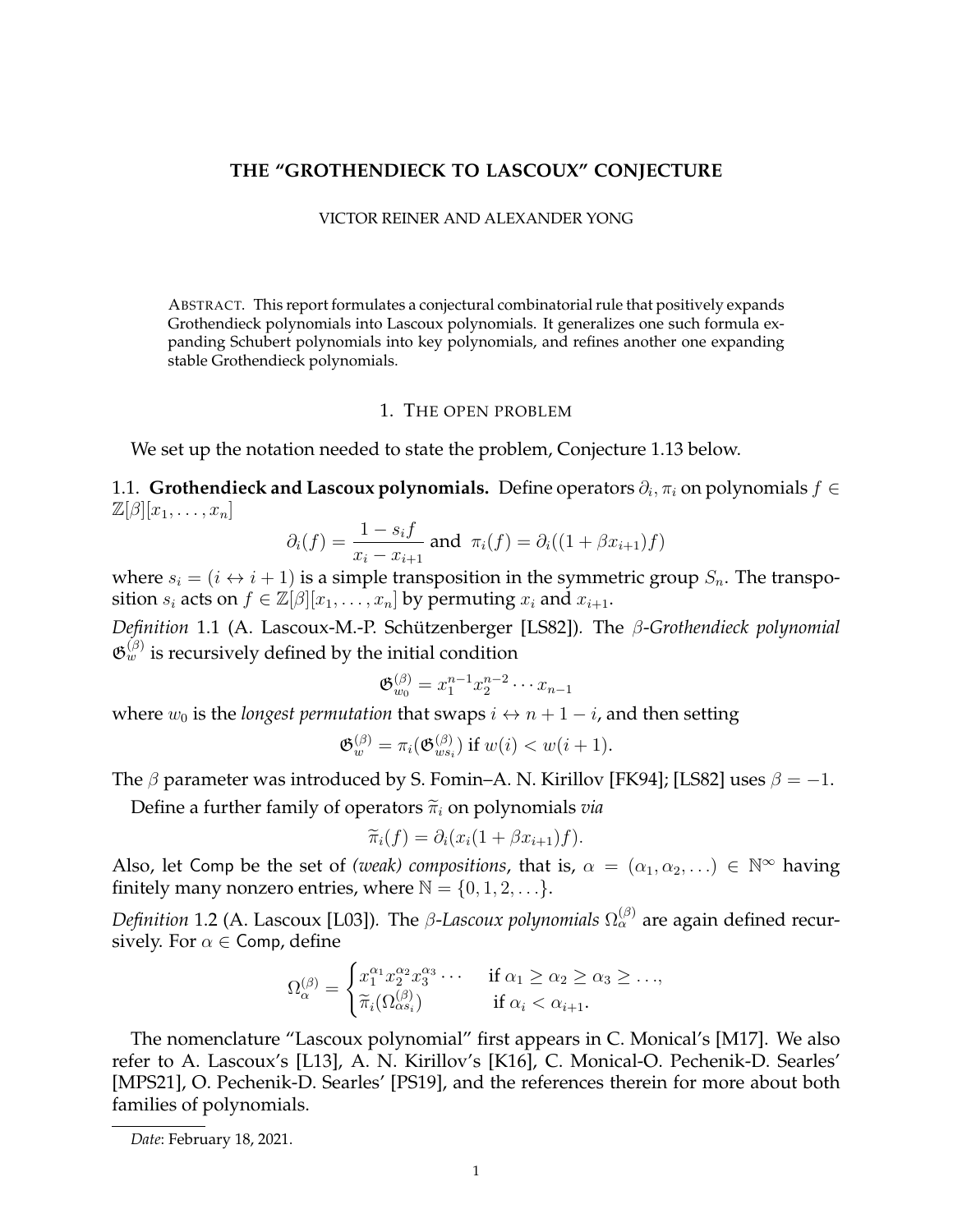# THE "GROTHENDIECK TO LASCOUX" CONJECTURE

VICTOR REINER AND ALEXANDER YONG

ABSTRACT. This report formulates a conjectural combinatorial rule that positively expands Grothendieck polynomials into Lascoux polynomials. It generalizes one such formula expanding Schubert polynomials into key polynomials, and refines another one expanding stable Grothendieck polynomials.

## 1. THE OPEN PROBLEM

We set up the notation needed to state the problem, Conjecture 1.13 below.

### 1.1. Grothendieck and Lascoux polynomials.

Define operators $\partial_i, \pi_i$ on polynomials $f \in \mathbb{Z}[\beta][x_1, \ldots, x_n]$

$$\partial_i(f) = \frac{1 - s_i f}{x_i - x_{i+1}} \text{ and } \pi_i(f) = \partial_i((1 + \beta x_{i+1})f)$$

where $s_i = (i \leftrightarrow i+1)$ is a simple transposition in the symmetric group $S_n$. The transposition $s_i$ acts on $f \in \mathbb{Z}[\beta][x_1, \ldots, x_n]$ by permuting $x_i$ and $x_{i+1}$.

*Definition* 1.1 (A. Lascoux-M.-P. Schützenberger [LS82]). The $\beta$-*Grothendieck polynomial* $\mathfrak{G}_w^{(\beta)}$ is recursively defined by the initial condition

$$\mathfrak{G}_{w_0}^{(\beta)} = x_1^{n-1} x_2^{n-2} \cdots x_{n-1}$$

where $w_0$ is the *longest permutation* that swaps $i \leftrightarrow n + 1 - i$, and then setting

$$\mathfrak{G}_w^{(\beta)} = \pi_i(\mathfrak{G}_{ws_i}^{(\beta)}) \text{ if } w(i) < w(i+1).$$

The $\beta$ parameter was introduced by S. Fomin–A. N. Kirillov [FK94]; [LS82] uses $\beta = -1$.

Define a further family of operators $\widetilde{\pi}_i$ on polynomials *via*

$$\widetilde{\pi}_i(f) = \partial_i(x_i(1 + \beta x_{i+1})f).$$

Also, let $\mathsf{Comp}$ be the set of *(weak) compositions*, that is, $\alpha = (\alpha_1, \alpha_2, \ldots) \in \mathbb{N}^\infty$ having finitely many nonzero entries, where $\mathbb{N} = \{0, 1, 2, \ldots\}$.

*Definition* 1.2 (A. Lascoux [L03]). The $\beta$-*Lascoux polynomials* $\Omega_\alpha^{(\beta)}$ are again defined recursively. For $\alpha \in \mathsf{Comp}$, define

$$\Omega_\alpha^{(\beta)} = \begin{cases} x_1^{\alpha_1} x_2^{\alpha_2} x_3^{\alpha_3} \cdots & \text{if } \alpha_1 \geq \alpha_2 \geq \alpha_3 \geq \ldots, \\ \widetilde{\pi}_i(\Omega_{\alpha s_i}^{(\beta)}) & \text{if } \alpha_i < \alpha_{i+1}. \end{cases}$$

The nomenclature "Lascoux polynomial" first appears in C. Monical's [M17]. We also refer to A. Lascoux's [L13], A. N. Kirillov's [K16], C. Monical-O. Pechenik-D. Searles' [MPS21], O. Pechenik-D. Searles' [PS19], and the references therein for more about both families of polynomials.

*Date*: February 18, 2021.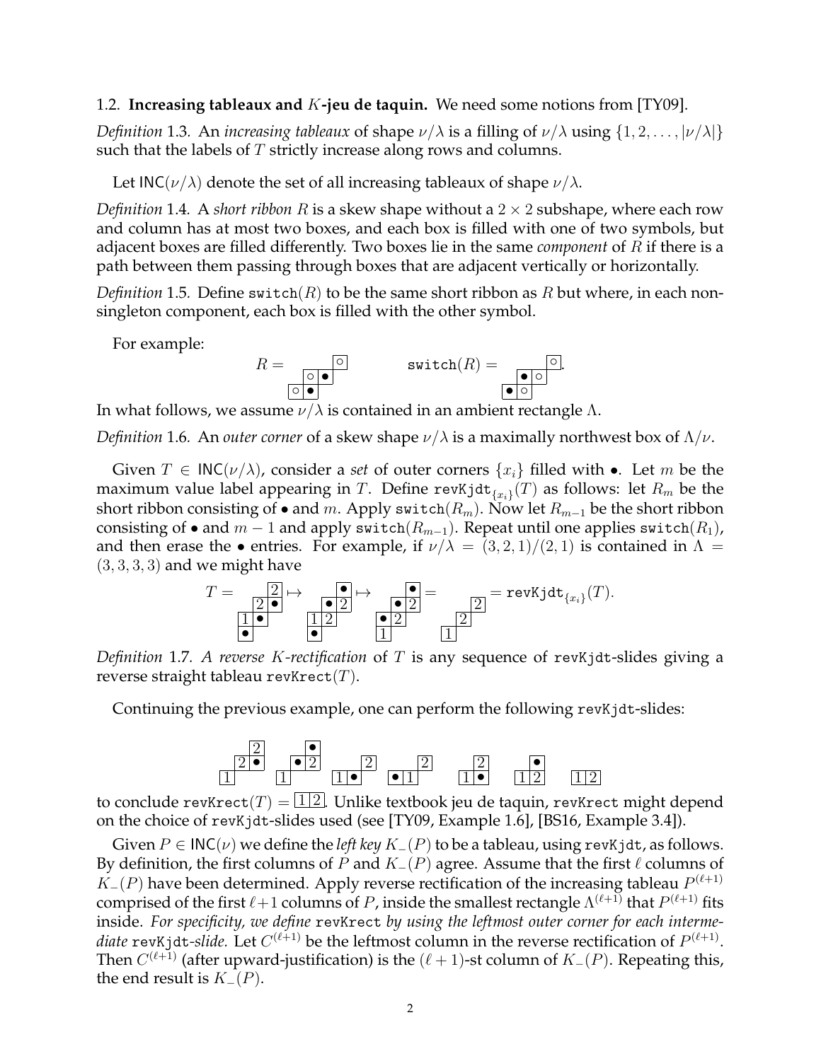### 1.2. Increasing tableaux and $K$-jeu de taquin.

We need some notions from [TY09].

*Definition* 1.3. An *increasing tableaux* of shape $\nu/\lambda$ is a filling of $\nu/\lambda$ using $\{1, 2, \ldots, |\nu/\lambda|\}$ such that the labels of $T$ strictly increase along rows and columns.

Let $\mathsf{INC}(\nu/\lambda)$ denote the set of all increasing tableaux of shape $\nu/\lambda$.

*Definition* 1.4. A *short ribbon* $R$ is a skew shape without a $2 \times 2$ subshape, where each row and column has at most two boxes, and each box is filled with one of two symbols, but adjacent boxes are filled differently. Two boxes lie in the same *component* of $R$ if there is a path between them passing through boxes that are adjacent vertically or horizontally.

*Definition* 1.5. Define $\texttt{switch}(R)$ to be the same short ribbon as $R$ but where, in each non-singleton component, each box is filled with the other symbol.

For example:

$$R = \begin{array}{ccc} & & \circ \\ & \circ & \bullet \\ \circ & \bullet & \end{array} \qquad \texttt{switch}(R) = \begin{array}{ccc} & & \circ \\ & \bullet & \circ \\ \bullet & \circ & \end{array}.$$

In what follows, we assume $\nu/\lambda$ is contained in an ambient rectangle $\Lambda$.

*Definition* 1.6. An *outer corner* of a skew shape $\nu/\lambda$ is a maximally northwest box of $\Lambda/\nu$.

Given $T \in \mathsf{INC}(\nu/\lambda)$, consider a *set* of outer corners $\{x_i\}$ filled with $\bullet$. Let $m$ be the maximum value label appearing in $T$. Define $\texttt{revKjdt}_{\{x_i\}}(T)$ as follows: let $R_m$ be the short ribbon consisting of $\bullet$ and $m$. Apply $\texttt{switch}(R_m)$. Now let $R_{m-1}$ be the short ribbon consisting of $\bullet$ and $m-1$ and apply $\texttt{switch}(R_{m-1})$. Repeat until one applies $\texttt{switch}(R_1)$, and then erase the $\bullet$ entries. For example, if $\nu/\lambda = (3, 2, 1)/(2, 1)$ is contained in $\Lambda = (3, 3, 3, 3)$ and we might have

$$T = \begin{array}{ccc} & & 2 \\ & 2 & \bullet \\ 1 & \bullet & \\ \bullet & & \end{array} \mapsto \begin{array}{ccc} & & \bullet \\ & \bullet & 2 \\ 1 & 2 & \\ \bullet & & \end{array} \mapsto \begin{array}{ccc} & & \bullet \\ & \bullet & 2 \\ \bullet & 2 & \\ 1 & & \end{array} = \begin{array}{ccc} & & \\ & & 2 \\ & 2 & \\ 1 & & \end{array} = \texttt{revKjdt}_{\{x_i\}}(T).$$

*Definition* 1.7. *A reverse $K$-rectification* of $T$ is any sequence of $\texttt{revKjdt}$-slides giving a reverse straight tableau $\texttt{revKrect}(T)$.

Continuing the previous example, one can perform the following $\texttt{revKjdt}$-slides:

$$\begin{array}{ccc} & & 2 \\ & 2 & \bullet \\ 1 & & \end{array} \quad \begin{array}{ccc} & & \bullet \\ & \bullet & 2 \\ 1 & & \end{array} \quad \begin{array}{ccc} & & 2 \\ 1 & \bullet & \end{array} \quad \begin{array}{ccc} & & 2 \\ \bullet & 1 & \end{array} \quad \begin{array}{cc} & 2 \\ 1 & \bullet \end{array} \quad \begin{array}{cc} & \bullet \\ 1 & 2 \end{array} \quad \begin{array}{cc} 1 & 2 \end{array}$$

to conclude $\texttt{revKrect}(T) = \begin{array}{cc} 1 & 2 \end{array}$. Unlike textbook jeu de taquin, $\texttt{revKrect}$ might depend on the choice of $\texttt{revKjdt}$-slides used (see [TY09, Example 1.6], [BS16, Example 3.4]).

Given $P \in \mathsf{INC}(\nu)$ we define the *left key* $K_-(P)$ to be a tableau, using $\texttt{revKjdt}$, as follows. By definition, the first columns of $P$ and $K_-(P)$ agree. Assume that the first $\ell$ columns of $K_-(P)$ have been determined. Apply reverse rectification of the increasing tableau $P^{(\ell+1)}$ comprised of the first $\ell+1$ columns of $P$, inside the smallest rectangle $\Lambda^{(\ell+1)}$ that $P^{(\ell+1)}$ fits inside. *For specificity, we define $\texttt{revKrect}$ by using the leftmost outer corner for each intermediate $\texttt{revKjdt}$-slide.* Let $C^{(\ell+1)}$ be the leftmost column in the reverse rectification of $P^{(\ell+1)}$. Then $C^{(\ell+1)}$ (after upward-justification) is the $(\ell+1)$-st column of $K_-(P)$. Repeating this, the end result is $K_-(P)$.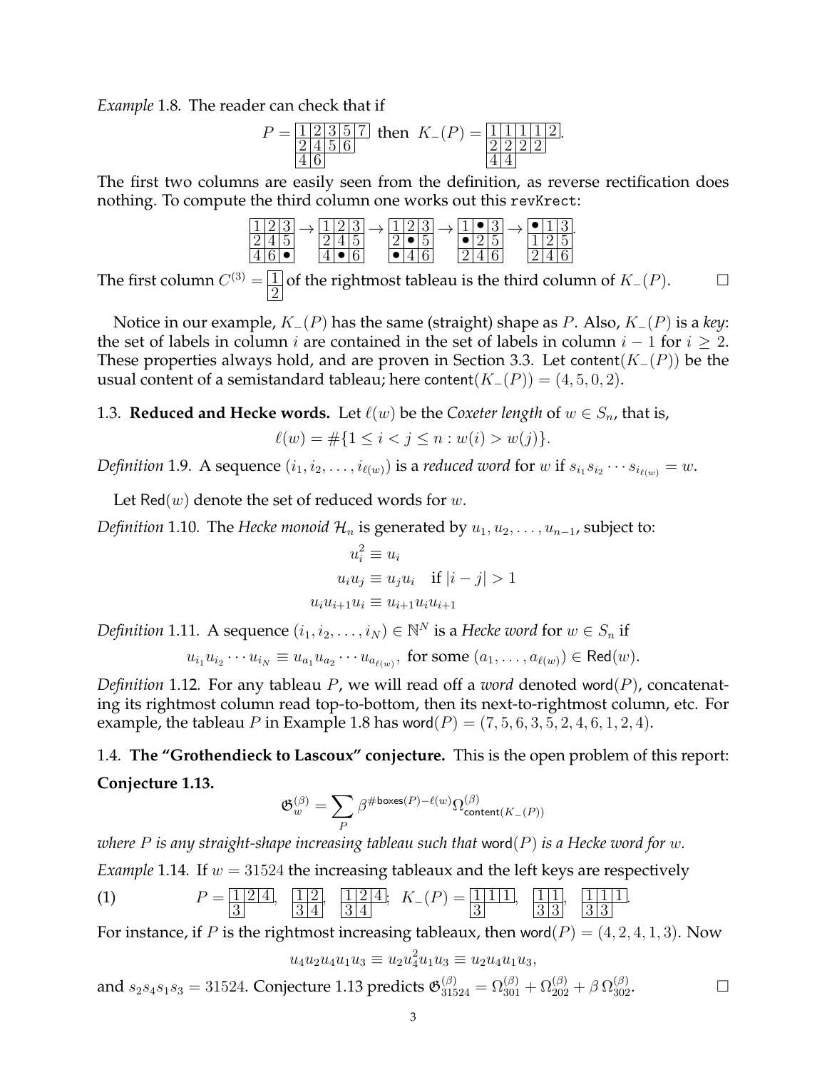*Example* 1.8. The reader can check that if

$$P = \begin{array}{|c|c|c|c|c|}\hline 1&2&3&5&7\\\hline 2&4&5&6\\\cline{1-4} 4&6\\\cline{1-2}\end{array} \text{ then } K_-(P) = \begin{array}{|c|c|c|c|c|}\hline 1&1&1&1&2\\\hline 2&2&2&2\\\cline{1-4} 4&4\\\cline{1-2}\end{array}.$$

The first two columns are easily seen from the definition, as reverse rectification does nothing. To compute the third column one works out this revKrect:

$$\begin{array}{|c|c|c|}\hline 1&2&3\\\hline 2&4&5\\\hline 4&6&\bullet\\\hline\end{array} \to \begin{array}{|c|c|c|}\hline 1&2&3\\\hline 2&4&5\\\hline 4&\bullet&6\\\hline\end{array} \to \begin{array}{|c|c|c|}\hline 1&2&3\\\hline 2&\bullet&5\\\hline \bullet&4&6\\\hline\end{array} \to \begin{array}{|c|c|c|}\hline 1&\bullet&3\\\hline \bullet&2&5\\\hline 2&4&6\\\hline\end{array} \to \begin{array}{|c|c|c|}\hline \bullet&1&3\\\hline 1&2&5\\\hline 2&4&6\\\hline\end{array}.$$

The first column $C^{(3)} = \begin{array}{|c|}\hline 1\\\hline 2\\\hline\end{array}$ of the rightmost tableau is the third column of $K_-(P)$. □

Notice in our example, $K_-(P)$ has the same (straight) shape as $P$. Also, $K_-(P)$ is a *key*: the set of labels in column $i$ are contained in the set of labels in column $i-1$ for $i \geq 2$. These properties always hold, and are proven in Section 3.3. Let $\mathsf{content}(K_-(P))$ be the usual content of a semistandard tableau; here $\mathsf{content}(K_-(P)) = (4, 5, 0, 2)$.

### 1.3. Reduced and Hecke words.

Let $\ell(w)$ be the *Coxeter length* of $w \in S_n$, that is,

$$\ell(w) = \#\{1 \leq i < j \leq n : w(i) > w(j)\}.$$

*Definition* 1.9. A sequence $(i_1, i_2, \ldots, i_{\ell(w)})$ is a *reduced word* for $w$ if $s_{i_1} s_{i_2} \cdots s_{i_{\ell(w)}} = w$.

Let $\mathsf{Red}(w)$ denote the set of reduced words for $w$.

*Definition* 1.10. The *Hecke monoid* $\mathcal{H}_n$ is generated by $u_1, u_2, \ldots, u_{n-1}$, subject to:

$$u_i^2 \equiv u_i$$
$$u_i u_j \equiv u_j u_i \quad \text{if } |i-j| > 1$$
$$u_i u_{i+1} u_i \equiv u_{i+1} u_i u_{i+1}$$

*Definition* 1.11. A sequence $(i_1, i_2, \ldots, i_N) \in \mathbb{N}^N$ is a *Hecke word* for $w \in S_n$ if

$$u_{i_1} u_{i_2} \cdots u_{i_N} \equiv u_{a_1} u_{a_2} \cdots u_{a_{\ell(w)}}, \text{ for some } (a_1, \ldots, a_{\ell(w)}) \in \mathsf{Red}(w).$$

*Definition* 1.12. For any tableau $P$, we will read off a *word* denoted $\mathsf{word}(P)$, concatenating its rightmost column read top-to-bottom, then its next-to-rightmost column, etc. For example, the tableau $P$ in Example 1.8 has $\mathsf{word}(P) = (7, 5, 6, 3, 5, 2, 4, 6, 1, 2, 4)$.

### 1.4. The "Grothendieck to Lascoux" conjecture.

This is the open problem of this report:

**Conjecture 1.13.**

$$\mathfrak{G}_w^{(\beta)} = \sum_P \beta^{\#\mathsf{boxes}(P) - \ell(w)} \Omega^{(\beta)}_{\mathsf{content}(K_-(P))}$$

*where $P$ is any straight-shape increasing tableau such that $\mathsf{word}(P)$ is a Hecke word for $w$.*

*Example* 1.14. If $w = 31524$ the increasing tableaux and the left keys are respectively

$$(1) \qquad P = \begin{array}{|c|c|c|}\hline 1&2&4\\\hline 3\\\cline{1-1}\end{array},\ \begin{array}{|c|c|}\hline 1&2\\\hline 3&4\\\hline\end{array},\ \begin{array}{|c|c|c|}\hline 1&2&4\\\hline 3&4\\\cline{1-2}\end{array};\ K_-(P) = \begin{array}{|c|c|c|}\hline 1&1&1\\\hline 3\\\cline{1-1}\end{array},\ \begin{array}{|c|c|}\hline 1&1\\\hline 3&3\\\hline\end{array},\ \begin{array}{|c|c|c|}\hline 1&1&1\\\hline 3&3\\\cline{1-2}\end{array}.$$

For instance, if $P$ is the rightmost increasing tableaux, then $\mathsf{word}(P) = (4, 2, 4, 1, 3)$. Now

$$u_4 u_2 u_4 u_1 u_3 \equiv u_2 u_4^2 u_1 u_3 \equiv u_2 u_4 u_1 u_3,$$

and $s_2 s_4 s_1 s_3 = 31524$. Conjecture 1.13 predicts $\mathfrak{G}^{(\beta)}_{31524} = \Omega^{(\beta)}_{301} + \Omega^{(\beta)}_{202} + \beta\, \Omega^{(\beta)}_{302}$. □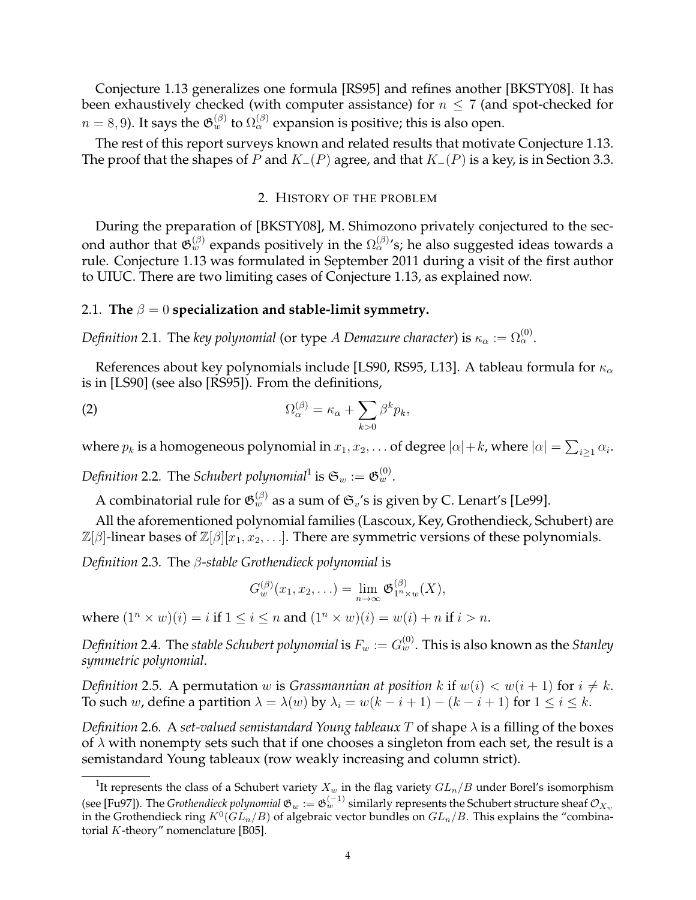Conjecture 1.13 generalizes one formula [RS95] and refines another [BKSTY08]. It has been exhaustively checked (with computer assistance) for $n \leq 7$ (and spot-checked for $n = 8, 9$). It says the $\mathfrak{G}_w^{(\beta)}$ to $\Omega_\alpha^{(\beta)}$ expansion is positive; this is also open.

The rest of this report surveys known and related results that motivate Conjecture 1.13. The proof that the shapes of $P$ and $K_-(P)$ agree, and that $K_-(P)$ is a key, is in Section 3.3.

## 2. History of the problem

During the preparation of [BKSTY08], M. Shimozono privately conjectured to the second author that $\mathfrak{G}_w^{(\beta)}$ expands positively in the $\Omega_\alpha^{(\beta)}$'s; he also suggested ideas towards a rule. Conjecture 1.13 was formulated in September 2011 during a visit of the first author to UIUC. There are two limiting cases of Conjecture 1.13, as explained now.

### 2.1. The $\beta = 0$ specialization and stable-limit symmetry.

*Definition* 2.1. The *key polynomial* (or type $A$ *Demazure character*) is $\kappa_\alpha := \Omega_\alpha^{(0)}$.

References about key polynomials include [LS90, RS95, L13]. A tableau formula for $\kappa_\alpha$ is in [LS90] (see also [RS95]). From the definitions,

$$\Omega_\alpha^{(\beta)} = \kappa_\alpha + \sum_{k>0} \beta^k p_k, \tag{2}$$

where $p_k$ is a homogeneous polynomial in $x_1, x_2, \ldots$ of degree $|\alpha|+k$, where $|\alpha| = \sum_{i\geq 1} \alpha_i$.

*Definition* 2.2. The *Schubert polynomial*[1] is $\mathfrak{S}_w := \mathfrak{G}_w^{(0)}$.

A combinatorial rule for $\mathfrak{G}_w^{(\beta)}$ as a sum of $\mathfrak{S}_v$'s is given by C. Lenart's [Le99].

All the aforementioned polynomial families (Lascoux, Key, Grothendieck, Schubert) are $\mathbb{Z}[\beta]$-linear bases of $\mathbb{Z}[\beta][x_1, x_2, \ldots]$. There are symmetric versions of these polynomials.

*Definition* 2.3. The $\beta$*-stable Grothendieck polynomial* is

$$G_w^{(\beta)}(x_1, x_2, \ldots) = \lim_{n\to\infty} \mathfrak{G}_{1^n \times w}^{(\beta)}(X),$$

where $(1^n \times w)(i) = i$ if $1 \leq i \leq n$ and $(1^n \times w)(i) = w(i) + n$ if $i > n$.

*Definition* 2.4. The *stable Schubert polynomial* is $F_w := G_w^{(0)}$. This is also known as the *Stanley symmetric polynomial*.

*Definition* 2.5. A permutation $w$ is *Grassmannian at position* $k$ if $w(i) < w(i+1)$ for $i \neq k$. To such $w$, define a partition $\lambda = \lambda(w)$ by $\lambda_i = w(k-i+1) - (k-i+1)$ for $1 \leq i \leq k$.

*Definition* 2.6. A *set-valued semistandard Young tableaux* $T$ of shape $\lambda$ is a filling of the boxes of $\lambda$ with nonempty sets such that if one chooses a singleton from each set, the result is a semistandard Young tableaux (row weakly increasing and column strict).

---

[1] It represents the class of a Schubert variety $X_w$ in the flag variety $GL_n/B$ under Borel's isomorphism (see [Fu97]). The *Grothendieck polynomial* $\mathfrak{G}_w := \mathfrak{G}_w^{(-1)}$ similarly represents the Schubert structure sheaf $\mathcal{O}_{X_w}$ in the Grothendieck ring $K^0(GL_n/B)$ of algebraic vector bundles on $GL_n/B$. This explains the "combinatorial $K$-theory" nomenclature [B05].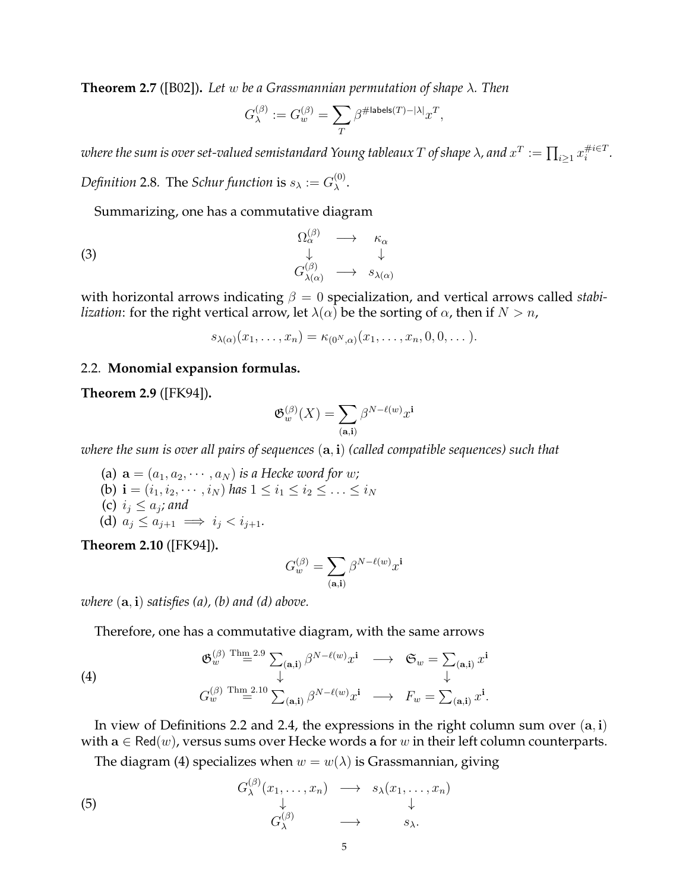**Theorem 2.7** ([B02])**.** *Let $w$ be a Grassmannian permutation of shape $\lambda$. Then*

$$G_{\lambda}^{(\beta)} := G_{w}^{(\beta)} = \sum_{T} \beta^{\#\mathsf{labels}(T)-|\lambda|} x^{T},$$

*where the sum is over set-valued semistandard Young tableaux $T$ of shape $\lambda$, and $x^T := \prod_{i\geq 1} x_i^{\#i\in T}$.*

*Definition* 2.8. The *Schur function* is $s_\lambda := G_\lambda^{(0)}$.

Summarizing, one has a commutative diagram

$$\begin{array}{ccc} \Omega_{\alpha}^{(\beta)} & \longrightarrow & \kappa_{\alpha} \\ \downarrow & & \downarrow \\ G_{\lambda(\alpha)}^{(\beta)} & \longrightarrow & s_{\lambda(\alpha)} \end{array} \tag{3}$$

with horizontal arrows indicating $\beta = 0$ specialization, and vertical arrows called *stabilization*: for the right vertical arrow, let $\lambda(\alpha)$ be the sorting of $\alpha$, then if $N > n$,

$$s_{\lambda(\alpha)}(x_1,\ldots,x_n) = \kappa_{(0^N,\alpha)}(x_1,\ldots,x_n,0,0,\ldots).$$

### 2.2. Monomial expansion formulas.

**Theorem 2.9** ([FK94])**.**

$$\mathfrak{G}_w^{(\beta)}(X) = \sum_{(\mathbf{a},\mathbf{i})} \beta^{N-\ell(w)} x^{\mathbf{i}}$$

*where the sum is over all pairs of sequences $(\mathbf{a},\mathbf{i})$ (called compatible sequences) such that*

(a) $\mathbf{a} = (a_1, a_2, \cdots, a_N)$ *is a Hecke word for $w$;*
(b) $\mathbf{i} = (i_1, i_2, \cdots, i_N)$ *has $1 \leq i_1 \leq i_2 \leq \ldots \leq i_N$*
(c) $i_j \leq a_j$*; and*
(d) $a_j \leq a_{j+1} \implies i_j < i_{j+1}$.

**Theorem 2.10** ([FK94])**.**

$$G_w^{(\beta)} = \sum_{(\mathbf{a},\mathbf{i})} \beta^{N-\ell(w)} x^{\mathbf{i}}$$

*where $(\mathbf{a},\mathbf{i})$ satisfies (a), (b) and (d) above.*

Therefore, one has a commutative diagram, with the same arrows

$$\begin{array}{ccc} \mathfrak{G}_w^{(\beta)} \overset{\text{Thm 2.9}}{=} \sum_{(\mathbf{a},\mathbf{i})} \beta^{N-\ell(w)} x^{\mathbf{i}} & \longrightarrow & \mathfrak{S}_w = \sum_{(\mathbf{a},\mathbf{i})} x^{\mathbf{i}} \\ \downarrow & & \downarrow \\ G_w^{(\beta)} \overset{\text{Thm 2.10}}{=} \sum_{(\mathbf{a},\mathbf{i})} \beta^{N-\ell(w)} x^{\mathbf{i}} & \longrightarrow & F_w = \sum_{(\mathbf{a},\mathbf{i})} x^{\mathbf{i}}. \end{array} \tag{4}$$

In view of Definitions 2.2 and 2.4, the expressions in the right column sum over $(\mathbf{a},\mathbf{i})$ with $\mathbf{a} \in \mathsf{Red}(w)$, versus sums over Hecke words $\mathbf{a}$ for $w$ in their left column counterparts.

The diagram (4) specializes when $w = w(\lambda)$ is Grassmannian, giving

$$\begin{array}{ccc} G_{\lambda}^{(\beta)}(x_1,\ldots,x_n) & \longrightarrow & s_{\lambda}(x_1,\ldots,x_n) \\ \downarrow & & \downarrow \\ G_{\lambda}^{(\beta)} & \longrightarrow & s_{\lambda}. \end{array} \tag{5}$$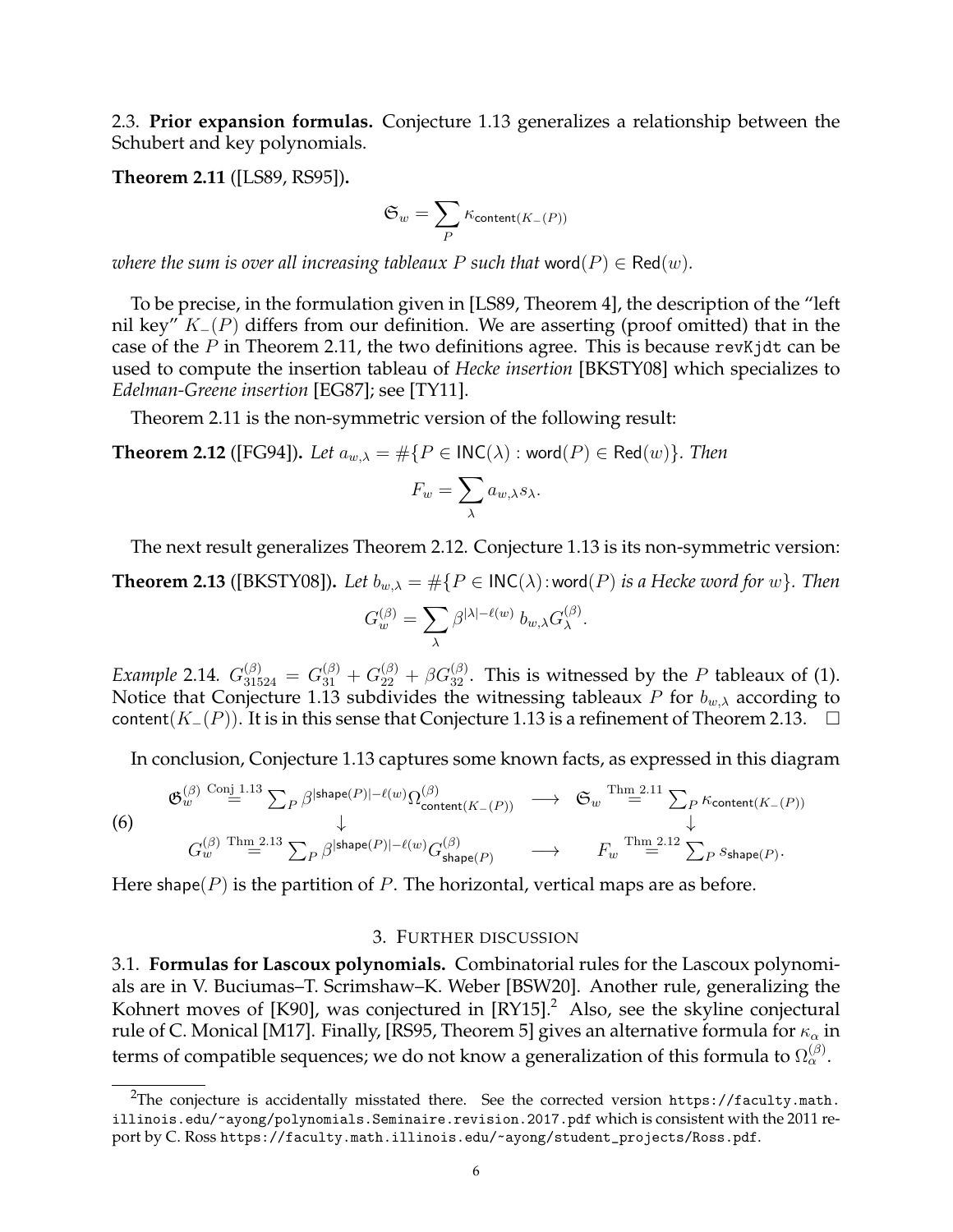2.3. **Prior expansion formulas.** Conjecture 1.13 generalizes a relationship between the Schubert and key polynomials.

**Theorem 2.11** ([LS89, RS95])**.**

$$\mathfrak{S}_w = \sum_P \kappa_{\mathsf{content}(K_-(P))}$$

*where the sum is over all increasing tableaux $P$ such that* $\mathsf{word}(P) \in \mathsf{Red}(w)$*.*

To be precise, in the formulation given in [LS89, Theorem 4], the description of the "left nil key" $K_-(P)$ differs from our definition. We are asserting (proof omitted) that in the case of the $P$ in Theorem 2.11, the two definitions agree. This is because `revKjdt` can be used to compute the insertion tableau of *Hecke insertion* [BKSTY08] which specializes to *Edelman-Greene insertion* [EG87]; see [TY11].

Theorem 2.11 is the non-symmetric version of the following result:

**Theorem 2.12** ([FG94])**.** *Let $a_{w,\lambda} = \#\{P \in \mathsf{INC}(\lambda) : \mathsf{word}(P) \in \mathsf{Red}(w)\}$. Then*

$$F_w = \sum_\lambda a_{w,\lambda} s_\lambda.$$

The next result generalizes Theorem 2.12. Conjecture 1.13 is its non-symmetric version:

**Theorem 2.13** ([BKSTY08])**.** *Let $b_{w,\lambda} = \#\{P \in \mathsf{INC}(\lambda) : \mathsf{word}(P)$ is a Hecke word for $w\}$. Then*

$$G_w^{(\beta)} = \sum_\lambda \beta^{|\lambda| - \ell(w)}\, b_{w,\lambda} G_\lambda^{(\beta)}.$$

*Example* 2.14. $G_{31524}^{(\beta)} = G_{31}^{(\beta)} + G_{22}^{(\beta)} + \beta G_{32}^{(\beta)}$. This is witnessed by the $P$ tableaux of (1). Notice that Conjecture 1.13 subdivides the witnessing tableaux $P$ for $b_{w,\lambda}$ according to $\mathsf{content}(K_-(P))$. It is in this sense that Conjecture 1.13 is a refinement of Theorem 2.13. $\square$

In conclusion, Conjecture 1.13 captures some known facts, as expressed in this diagram

$$(6) \qquad \begin{array}{ccc} \mathfrak{S}_w^{(\beta)} \overset{\text{Conj 1.13}}{=} \sum_P \beta^{|\mathsf{shape}(P)| - \ell(w)} \Omega^{(\beta)}_{\mathsf{content}(K_-(P))} & \longrightarrow & \mathfrak{S}_w \overset{\text{Thm 2.11}}{=} \sum_P \kappa_{\mathsf{content}(K_-(P))} \\ \downarrow & & \downarrow \\ G_w^{(\beta)} \overset{\text{Thm 2.13}}{=} \sum_P \beta^{|\mathsf{shape}(P)| - \ell(w)} G^{(\beta)}_{\mathsf{shape}(P)} & \longrightarrow & F_w \overset{\text{Thm 2.12}}{=} \sum_P s_{\mathsf{shape}(P)}. \end{array}$$

Here $\mathsf{shape}(P)$ is the partition of $P$. The horizontal, vertical maps are as before.

## 3. Further discussion

3.1. **Formulas for Lascoux polynomials.** Combinatorial rules for the Lascoux polynomials are in V. Buciumas–T. Scrimshaw–K. Weber [BSW20]. Another rule, generalizing the Kohnert moves of [K90], was conjectured in [RY15].[2] Also, see the skyline conjectural rule of C. Monical [M17]. Finally, [RS95, Theorem 5] gives an alternative formula for $\kappa_\alpha$ in terms of compatible sequences; we do not know a generalization of this formula to $\Omega_\alpha^{(\beta)}$.

---

[2] The conjecture is accidentally misstated there. See the corrected version `https://faculty.math.illinois.edu/~ayong/polynomials.Seminaire.revision.2017.pdf` which is consistent with the 2011 report by C. Ross `https://faculty.math.illinois.edu/~ayong/student_projects/Ross.pdf`.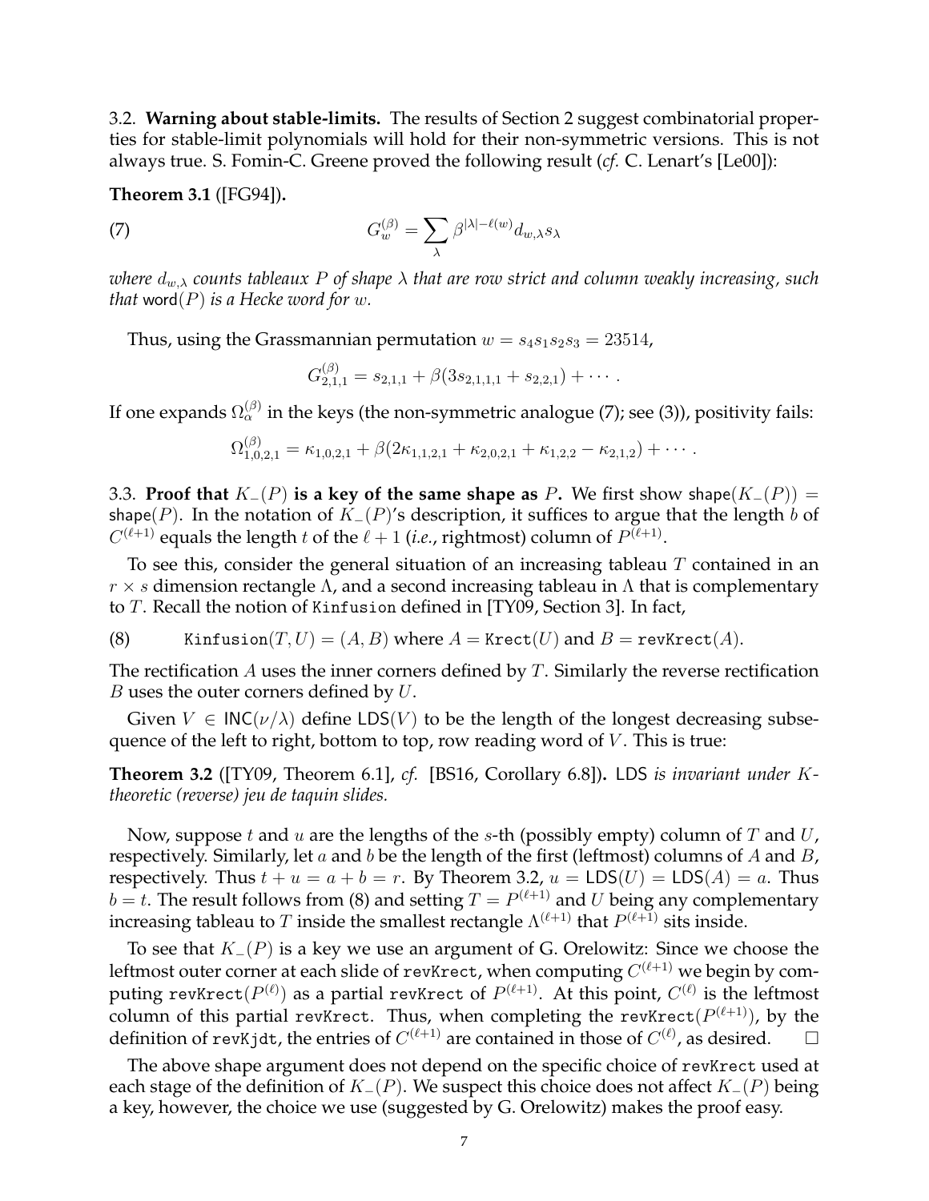3.2. **Warning about stable-limits.** The results of Section 2 suggest combinatorial properties for stable-limit polynomials will hold for their non-symmetric versions. This is not always true. S. Fomin-C. Greene proved the following result (*cf.* C. Lenart's [Le00]):

**Theorem 3.1** ([FG94])**.**

$$G_w^{(\beta)} = \sum_{\lambda} \beta^{|\lambda| - \ell(w)} d_{w,\lambda} s_\lambda \tag{7}$$

*where $d_{w,\lambda}$ counts tableaux $P$ of shape $\lambda$ that are row strict and column weakly increasing, such that* word$(P)$ *is a Hecke word for $w$.*

Thus, using the Grassmannian permutation $w = s_4 s_1 s_2 s_3 = 23514$,

$$G_{2,1,1}^{(\beta)} = s_{2,1,1} + \beta(3s_{2,1,1,1} + s_{2,2,1}) + \cdots .$$

If one expands $\Omega_\alpha^{(\beta)}$ in the keys (the non-symmetric analogue (7); see (3)), positivity fails:

$$\Omega_{1,0,2,1}^{(\beta)} = \kappa_{1,0,2,1} + \beta(2\kappa_{1,1,2,1} + \kappa_{2,0,2,1} + \kappa_{1,2,2} - \kappa_{2,1,2}) + \cdots .$$

3.3. **Proof that $K_-(P)$ is a key of the same shape as $P$.** We first show shape$(K_-(P))$ = shape$(P)$. In the notation of $K_-(P)$'s description, it suffices to argue that the length $b$ of $C^{(\ell+1)}$ equals the length $t$ of the $\ell + 1$ (*i.e.*, rightmost) column of $P^{(\ell+1)}$.

To see this, consider the general situation of an increasing tableau $T$ contained in an $r \times s$ dimension rectangle $\Lambda$, and a second increasing tableau in $\Lambda$ that is complementary to $T$. Recall the notion of Kinfusion defined in [TY09, Section 3]. In fact,

$$\texttt{Kinfusion}(T, U) = (A, B) \text{ where } A = \texttt{Krect}(U) \text{ and } B = \texttt{revKrect}(A). \tag{8}$$

The rectification $A$ uses the inner corners defined by $T$. Similarly the reverse rectification $B$ uses the outer corners defined by $U$.

Given $V \in \mathsf{INC}(\nu/\lambda)$ define $\mathsf{LDS}(V)$ to be the length of the longest decreasing subsequence of the left to right, bottom to top, row reading word of $V$. This is true:

**Theorem 3.2** ([TY09, Theorem 6.1], *cf.* [BS16, Corollary 6.8])**.** LDS *is invariant under $K$-theoretic (reverse) jeu de taquin slides.*

Now, suppose $t$ and $u$ are the lengths of the $s$-th (possibly empty) column of $T$ and $U$, respectively. Similarly, let $a$ and $b$ be the length of the first (leftmost) columns of $A$ and $B$, respectively. Thus $t + u = a + b = r$. By Theorem 3.2, $u = \mathsf{LDS}(U) = \mathsf{LDS}(A) = a$. Thus $b = t$. The result follows from (8) and setting $T = P^{(\ell+1)}$ and $U$ being any complementary increasing tableau to $T$ inside the smallest rectangle $\Lambda^{(\ell+1)}$ that $P^{(\ell+1)}$ sits inside.

To see that $K_-(P)$ is a key we use an argument of G. Orelowitz: Since we choose the leftmost outer corner at each slide of revKrect, when computing $C^{(\ell+1)}$ we begin by computing revKrect$(P^{(\ell)})$ as a partial revKrect of $P^{(\ell+1)}$. At this point, $C^{(\ell)}$ is the leftmost column of this partial revKrect. Thus, when completing the revKrect$(P^{(\ell+1)})$, by the definition of revKjdt, the entries of $C^{(\ell+1)}$ are contained in those of $C^{(\ell)}$, as desired. $\square$

The above shape argument does not depend on the specific choice of revKrect used at each stage of the definition of $K_-(P)$. We suspect this choice does not affect $K_-(P)$ being a key, however, the choice we use (suggested by G. Orelowitz) makes the proof easy.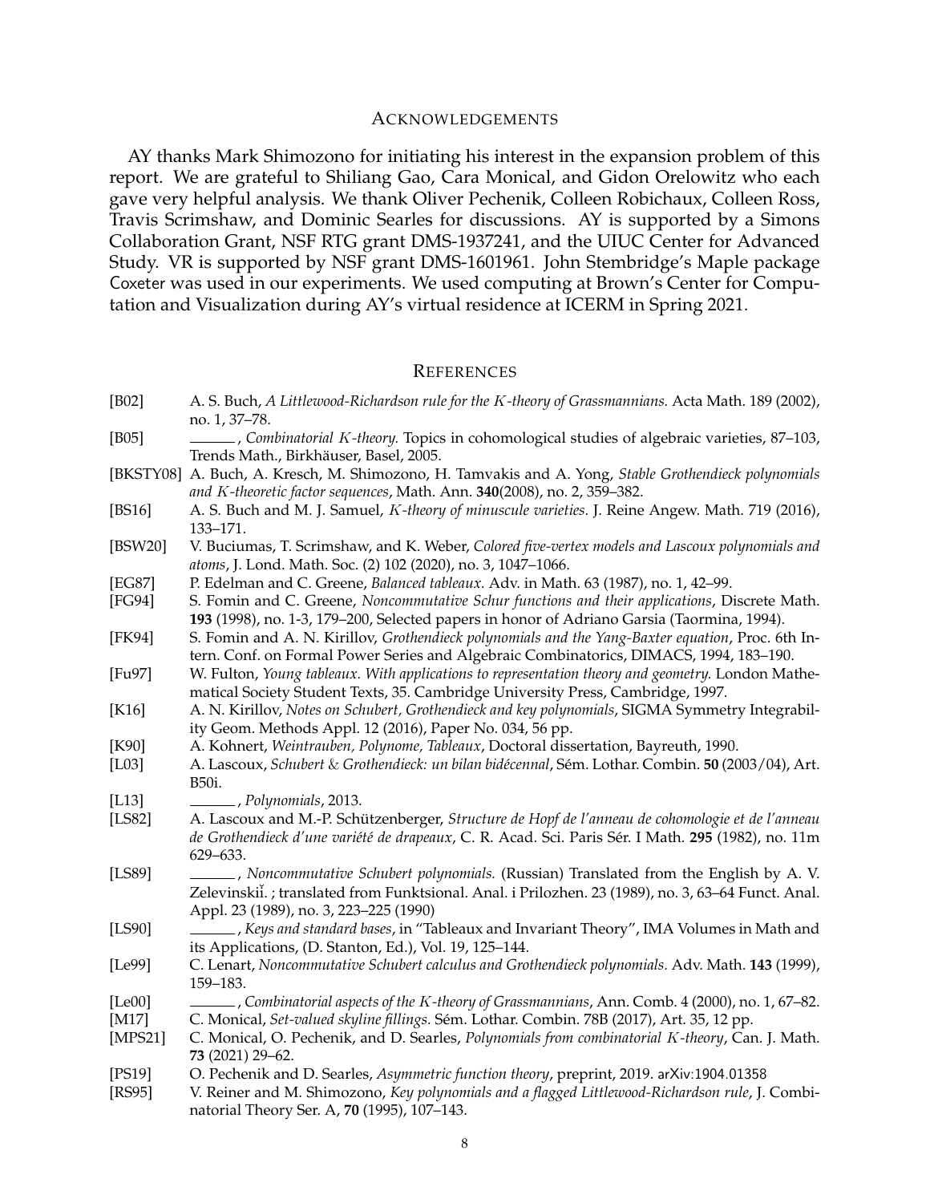## Acknowledgements

AY thanks Mark Shimozono for initiating his interest in the expansion problem of this report. We are grateful to Shiliang Gao, Cara Monical, and Gidon Orelowitz who each gave very helpful analysis. We thank Oliver Pechenik, Colleen Robichaux, Colleen Ross, Travis Scrimshaw, and Dominic Searles for discussions. AY is supported by a Simons Collaboration Grant, NSF RTG grant DMS-1937241, and the UIUC Center for Advanced Study. VR is supported by NSF grant DMS-1601961. John Stembridge's Maple package Coxeter was used in our experiments. We used computing at Brown's Center for Computation and Visualization during AY's virtual residence at ICERM in Spring 2021.

## References

[B02] A. S. Buch, *A Littlewood-Richardson rule for the $K$-theory of Grassmannians.* Acta Math. 189 (2002), no. 1, 37–78.

[B05] ______, *Combinatorial $K$-theory.* Topics in cohomological studies of algebraic varieties, 87–103, Trends Math., Birkhäuser, Basel, 2005.

[BKSTY08] A. Buch, A. Kresch, M. Shimozono, H. Tamvakis and A. Yong, *Stable Grothendieck polynomials and $K$-theoretic factor sequences*, Math. Ann. **340**(2008), no. 2, 359–382.

[BS16] A. S. Buch and M. J. Samuel, *$K$-theory of minuscule varieties.* J. Reine Angew. Math. 719 (2016), 133–171.

[BSW20] V. Buciumas, T. Scrimshaw, and K. Weber, *Colored five-vertex models and Lascoux polynomials and atoms*, J. Lond. Math. Soc. (2) 102 (2020), no. 3, 1047–1066.

[EG87] P. Edelman and C. Greene, *Balanced tableaux.* Adv. in Math. 63 (1987), no. 1, 42–99.

[FG94] S. Fomin and C. Greene, *Noncommutative Schur functions and their applications*, Discrete Math. **193** (1998), no. 1-3, 179–200, Selected papers in honor of Adriano Garsia (Taormina, 1994).

[FK94] S. Fomin and A. N. Kirillov, *Grothendieck polynomials and the Yang-Baxter equation*, Proc. 6th Intern. Conf. on Formal Power Series and Algebraic Combinatorics, DIMACS, 1994, 183–190.

[Fu97] W. Fulton, *Young tableaux. With applications to representation theory and geometry.* London Mathematical Society Student Texts, 35. Cambridge University Press, Cambridge, 1997.

[K16] A. N. Kirillov, *Notes on Schubert, Grothendieck and key polynomials*, SIGMA Symmetry Integrability Geom. Methods Appl. 12 (2016), Paper No. 034, 56 pp.

[K90] A. Kohnert, *Weintrauben, Polynome, Tableaux*, Doctoral dissertation, Bayreuth, 1990.

[L03] A. Lascoux, *Schubert & Grothendieck: un bilan bidécennal*, Sém. Lothar. Combin. **50** (2003/04), Art. B50i.

[L13] ______, *Polynomials*, 2013.

[LS82] A. Lascoux and M.-P. Schützenberger, *Structure de Hopf de l'anneau de cohomologie et de l'anneau de Grothendieck d'une variété de drapeaux*, C. R. Acad. Sci. Paris Sér. I Math. **295** (1982), no. 11m 629–633.

[LS89] ______, *Noncommutative Schubert polynomials.* (Russian) Translated from the English by A. V. Zelevinskiĭ. ; translated from Funktsional. Anal. i Prilozhen. 23 (1989), no. 3, 63–64 Funct. Anal. Appl. 23 (1989), no. 3, 223–225 (1990)

[LS90] ______, *Keys and standard bases*, in "Tableaux and Invariant Theory", IMA Volumes in Math and its Applications, (D. Stanton, Ed.), Vol. 19, 125–144.

[Le99] C. Lenart, *Noncommutative Schubert calculus and Grothendieck polynomials.* Adv. Math. **143** (1999), 159–183.

[Le00] ______, *Combinatorial aspects of the $K$-theory of Grassmannians*, Ann. Comb. 4 (2000), no. 1, 67–82.

[M17] C. Monical, *Set-valued skyline fillings.* Sém. Lothar. Combin. 78B (2017), Art. 35, 12 pp.

[MPS21] C. Monical, O. Pechenik, and D. Searles, *Polynomials from combinatorial $K$-theory*, Can. J. Math. **73** (2021) 29–62.

[PS19] O. Pechenik and D. Searles, *Asymmetric function theory*, preprint, 2019. arXiv:1904.01358

[RS95] V. Reiner and M. Shimozono, *Key polynomials and a flagged Littlewood-Richardson rule*, J. Combinatorial Theory Ser. A, **70** (1995), 107–143.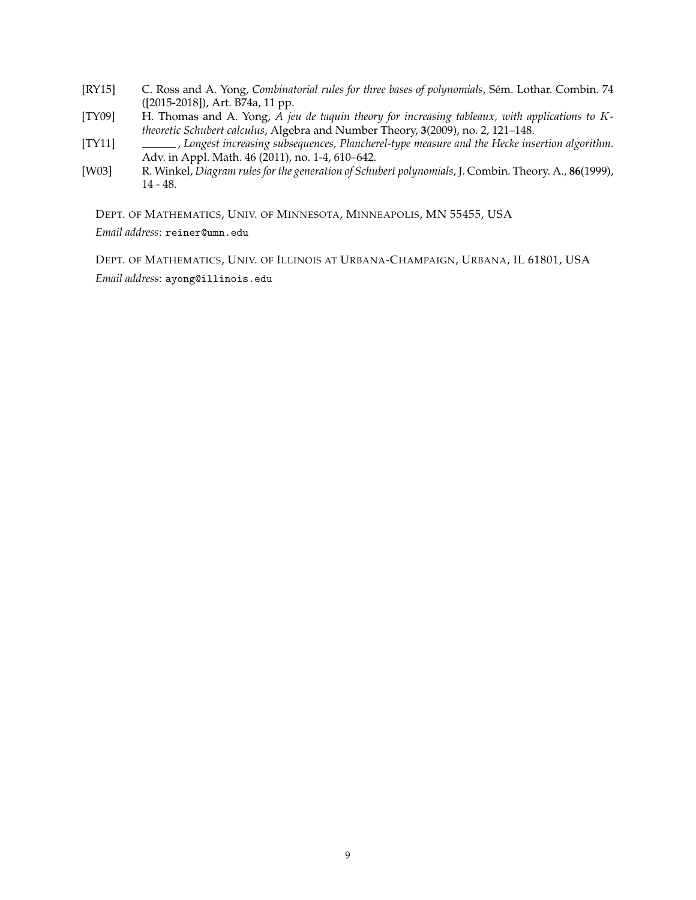[RY15] C. Ross and A. Yong, *Combinatorial rules for three bases of polynomials*, Sém. Lothar. Combin. 74 ([2015-2018]), Art. B74a, 11 pp.

[TY09] H. Thomas and A. Yong, *A jeu de taquin theory for increasing tableaux, with applications to $K$-theoretic Schubert calculus*, Algebra and Number Theory, **3**(2009), no. 2, 121–148.

[TY11] ______, *Longest increasing subsequences, Plancherel-type measure and the Hecke insertion algorithm.* Adv. in Appl. Math. 46 (2011), no. 1-4, 610–642.

[W03] R. Winkel, *Diagram rules for the generation of Schubert polynomials*, J. Combin. Theory. A., **86**(1999), 14 - 48.

DEPT. OF MATHEMATICS, UNIV. OF MINNESOTA, MINNEAPOLIS, MN 55455, USA

*Email address*: `reiner@umn.edu`

DEPT. OF MATHEMATICS, UNIV. OF ILLINOIS AT URBANA-CHAMPAIGN, URBANA, IL 61801, USA

*Email address*: `ayong@illinois.edu`